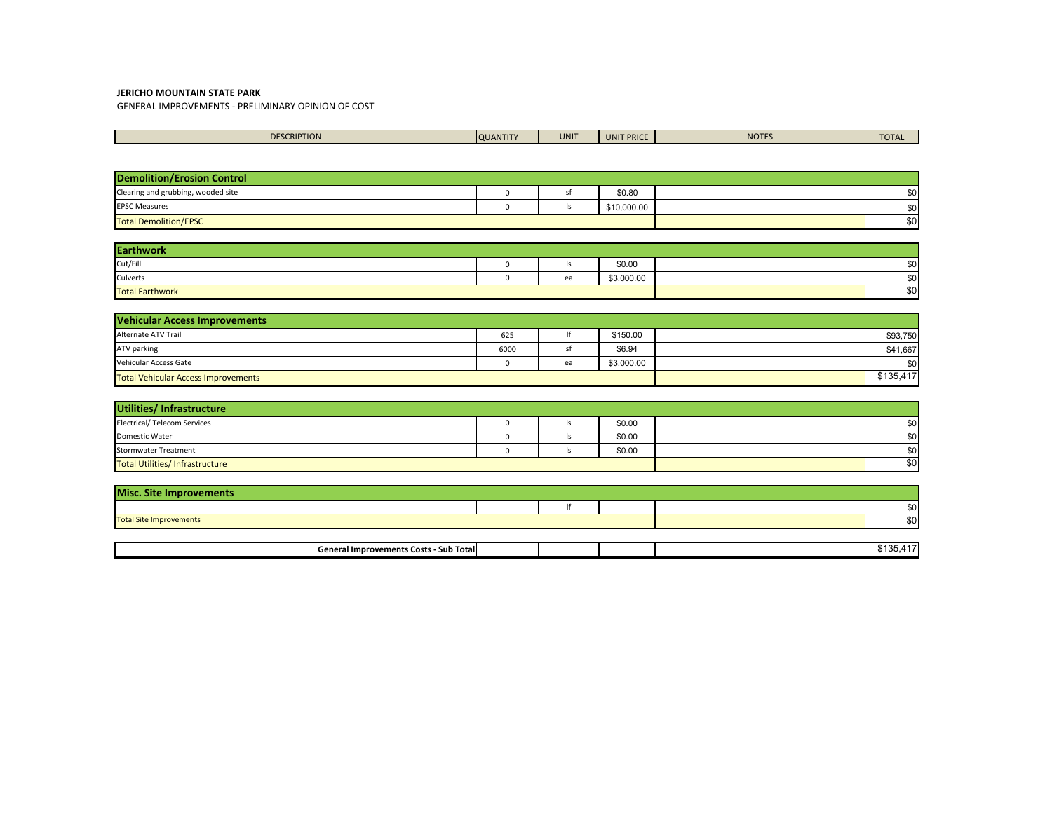**JERICHO MOUNTAIN STATE PARK**

GENERAL IMPROVEMENTS - PRELIMINARY OPINION OF COST

| DESCRIPTION | QUANTITY | UNIT | UNIT PRICE | NOTES | TOTAL |
|---|---|---|---|---|---|
| **Demolition/Erosion Control** | | | | | |
| Clearing and grubbing, wooded site | 0 | sf | $0.80 | | $0 |
| EPSC Measures | 0 | ls | $10,000.00 | | $0 |
| Total Demolition/EPSC | | | | | $0 |
| **Earthwork** | | | | | |
| Cut/Fill | 0 | ls | $0.00 | | $0 |
| Culverts | 0 | ea | $3,000.00 | | $0 |
| Total Earthwork | | | | | $0 |
| **Vehicular Access Improvements** | | | | | |
| Alternate ATV Trail | 625 | lf | $150.00 | | $93,750 |
| ATV parking | 6000 | sf | $6.94 | | $41,667 |
| Vehicular Access Gate | 0 | ea | $3,000.00 | | $0 |
| Total Vehicular Access Improvements | | | | | $135,417 |
| **Utilities/ Infrastructure** | | | | | |
| Electrical/ Telecom Services | 0 | ls | $0.00 | | $0 |
| Domestic Water | 0 | ls | $0.00 | | $0 |
| Stormwater Treatment | 0 | ls | $0.00 | | $0 |
| Total Utilities/ Infrastructure | | | | | $0 |
| **Misc. Site Improvements** | | | | | |
| | | lf | | | $0 |
| Total Site Improvements | | | | | $0 |
| **General Improvements Costs - Sub Total** | | | | | $135,417 |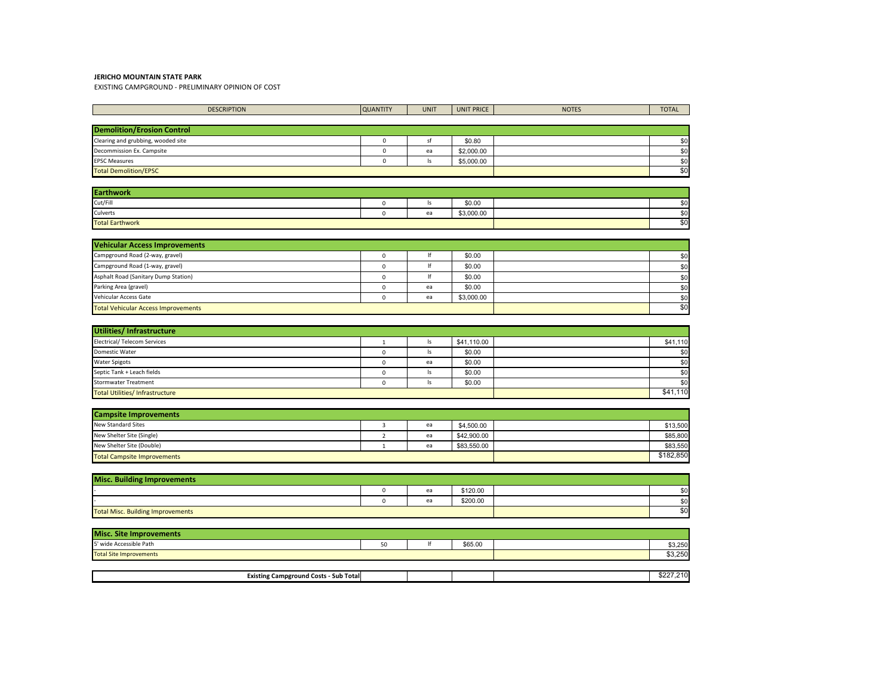**JERICHO MOUNTAIN STATE PARK**

EXISTING CAMPGROUND - PRELIMINARY OPINION OF COST

| DESCRIPTION | QUANTITY | UNIT | UNIT PRICE | NOTES | TOTAL |
|---|---|---|---|---|---|
| **Demolition/Erosion Control** | | | | | |
| Clearing and grubbing, wooded site | 0 | sf | $0.80 | | $0 |
| Decommission Ex. Campsite | 0 | ea | $2,000.00 | | $0 |
| EPSC Measures | 0 | ls | $5,000.00 | | $0 |
| Total Demolition/EPSC | | | | | $0 |
| **Earthwork** | | | | | |
| Cut/Fill | 0 | ls | $0.00 | | $0 |
| Culverts | 0 | ea | $3,000.00 | | $0 |
| Total Earthwork | | | | | $0 |
| **Vehicular Access Improvements** | | | | | |
| Campground Road (2-way, gravel) | 0 | lf | $0.00 | | $0 |
| Campground Road (1-way, gravel) | 0 | lf | $0.00 | | $0 |
| Asphalt Road (Sanitary Dump Station) | 0 | lf | $0.00 | | $0 |
| Parking Area (gravel) | 0 | ea | $0.00 | | $0 |
| Vehicular Access Gate | 0 | ea | $3,000.00 | | $0 |
| Total Vehicular Access Improvements | | | | | $0 |
| **Utilities/ Infrastructure** | | | | | |
| Electrical/ Telecom Services | 1 | ls | $41,110.00 | | $41,110 |
| Domestic Water | 0 | ls | $0.00 | | $0 |
| Water Spigots | 0 | ea | $0.00 | | $0 |
| Septic Tank + Leach fields | 0 | ls | $0.00 | | $0 |
| Stormwater Treatment | 0 | ls | $0.00 | | $0 |
| Total Utilities/ Infrastructure | | | | | $41,110 |
| **Campsite Improvements** | | | | | |
| New Standard Sites | 3 | ea | $4,500.00 | | $13,500 |
| New Shelter Site (Single) | 2 | ea | $42,900.00 | | $85,800 |
| New Shelter Site (Double) | 1 | ea | $83,550.00 | | $83,550 |
| Total Campsite Improvements | | | | | $182,850 |
| **Misc. Building Improvements** | | | | | |
| - | 0 | ea | $120.00 | | $0 |
| - | 0 | ea | $200.00 | | $0 |
| Total Misc. Building Improvements | | | | | $0 |
| **Misc. Site Improvements** | | | | | |
| 5' wide Accessible Path | 50 | lf | $65.00 | | $3,250 |
| Total Site Improvements | | | | | $3,250 |
| **Existing Campground Costs - Sub Total** | | | | | $227,210 |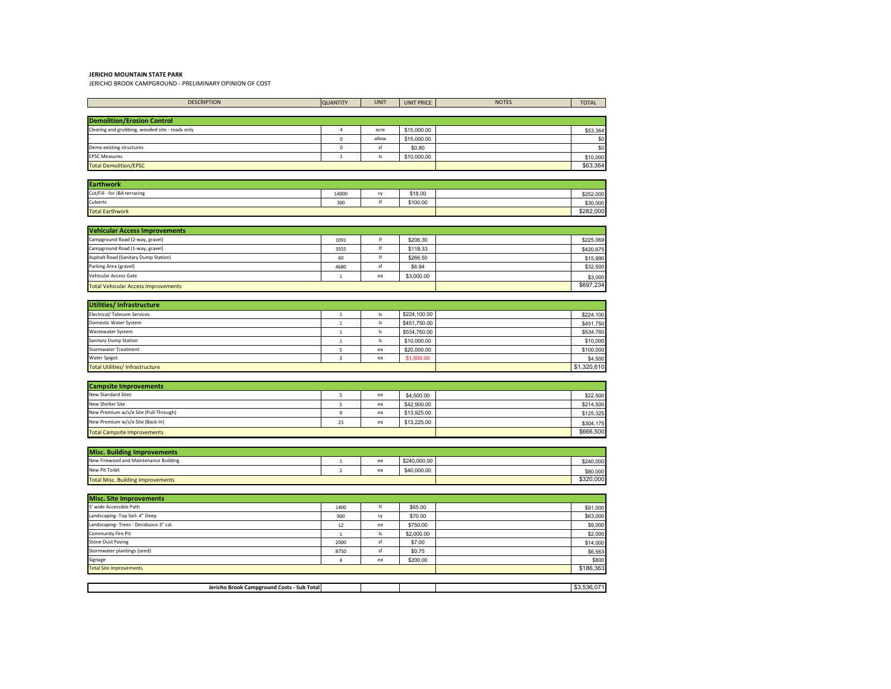**JERICHO MOUNTAIN STATE PARK**

JERICHO BROOK CAMPGROUND - PRELIMINARY OPINION OF COST

| DESCRIPTION | QUANTITY | UNIT | UNIT PRICE | NOTES | TOTAL |
|---|---|---|---|---|---|
| **Demolition/Erosion Control** | | | | | |
| Clearing and grubbing, wooded site - roads only | 4 | acre | $15,000.00 | | $53,364 |
| - | 0 | allow | $15,000.00 | | $0 |
| Demo existing structures | 0 | sf | $0.80 | | $0 |
| EPSC Measures | 1 | ls | $10,000.00 | | $10,000 |
| Total Demolition/EPSC | | | | | $63,364 |
| **Earthwork** | | | | | |
| Cut/Fill - for JBA terracing | 14000 | cy | $18.00 | | $252,000 |
| Culverts | 300 | lf | $100.00 | | $30,000 |
| Total Earthwork | | | | | $282,000 |
| **Vehicular Access Improvements** | | | | | |
| Campground Road (2-way, gravel) | 1091 | lf | $206.30 | | $225,069 |
| Campground Road (1-way, gravel) | 3555 | lf | $118.33 | | $420,675 |
| Asphalt Road (Sanitary Dump Station) | 60 | lf | $266.50 | | $15,990 |
| Parking Area (gravel) | 4680 | sf | $6.94 | | $32,500 |
| Vehicular Access Gate | 1 | ea | $3,000.00 | | $3,000 |
| Total Vehicular Access Improvements | | | | | $697,234 |
| **Utilities/ Infrastructure** | | | | | |
| Electrical/ Telecom Services | 1 | ls | $224,100.00 | | $224,100 |
| Domestic Water System | 1 | ls | $451,750.00 | | $451,750 |
| Wastewater System | 1 | ls | $534,760.00 | | $534,760 |
| Sanitary Dump Station | 1 | ls | $10,000.00 | | $10,000 |
| Stormwater Treatment | 5 | ea | $20,000.00 | | $100,000 |
| Water Spigot | 3 | ea | $1,500.00 | | $4,500 |
| Total Utilities/ Infrastructure | | | | | $1,320,610 |
| **Campsite Improvements** | | | | | |
| New Standard Sites | 5 | ea | $4,500.00 | | $22,500 |
| New Shelter Site | 5 | ea | $42,900.00 | | $214,500 |
| New Premium w/s/e Site (Pull-Through) | 9 | ea | $13,925.00 | | $125,325 |
| New Premium w/s/e Site (Back-In) | 23 | ea | $13,225.00 | | $304,175 |
| Total Campsite Improvements | | | | | $666,500 |
| **Misc. Building Improvements** | | | | | |
| New Firewood and Maintenance Building | 1 | ea | $240,000.00 | | $240,000 |
| New Pit Toilet | 2 | ea | $40,000.00 | | $80,000 |
| Total Misc. Building Improvements | | | | | $320,000 |
| **Misc. Site Improvements** | | | | | |
| 5' wide Accessible Path | 1400 | lf | $65.00 | | $91,000 |
| Landscaping- Top Soil- 4" Deep | 900 | cy | $70.00 | | $63,000 |
| Landscaping- Trees - Deciduous 3" cal. | 12 | ea | $750.00 | | $9,000 |
| Community Fire Pit | 1 | ls | $2,000.00 | | $2,000 |
| Stone Dust Paving | 2000 | sf | $7.00 | | $14,000 |
| Stormwater plantings (seed) | 8750 | sf | $0.75 | | $6,563 |
| Signage | 4 | ea | $200.00 | | $800 |
| Total Site Improvements | | | | | $186,363 |
| **Jericho Brook Campground Costs - Sub Total** | | | | | $3,536,071 |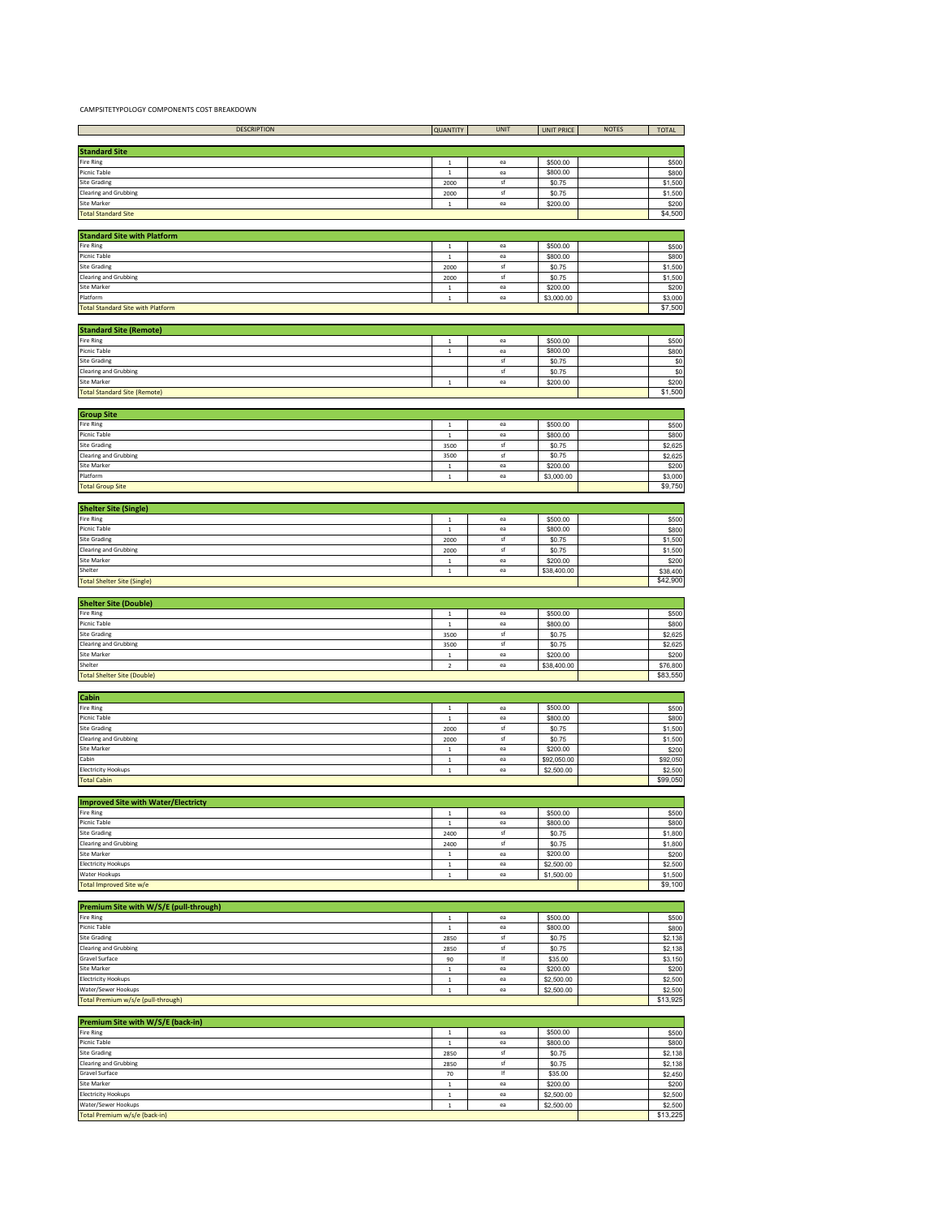CAMPSITETYPOLOGY COMPONENTS COST BREAKDOWN

| DESCRIPTION | QUANTITY | UNIT | UNIT PRICE | NOTES | TOTAL |
|---|---|---|---|---|---|
| **Standard Site** | | | | | |
| Fire Ring | 1 | ea | $500.00 | | $500 |
| Picnic Table | 1 | ea | $800.00 | | $800 |
| Site Grading | 2000 | sf | $0.75 | | $1,500 |
| Clearing and Grubbing | 2000 | sf | $0.75 | | $1,500 |
| Site Marker | 1 | ea | $200.00 | | $200 |
| Total Standard Site | | | | | $4,500 |
| **Standard Site with Platform** | | | | | |
| Fire Ring | 1 | ea | $500.00 | | $500 |
| Picnic Table | 1 | ea | $800.00 | | $800 |
| Site Grading | 2000 | sf | $0.75 | | $1,500 |
| Clearing and Grubbing | 2000 | sf | $0.75 | | $1,500 |
| Site Marker | 1 | ea | $200.00 | | $200 |
| Platform | 1 | ea | $3,000.00 | | $3,000 |
| Total Standard Site with Platform | | | | | $7,500 |
| **Standard Site (Remote)** | | | | | |
| Fire Ring | 1 | ea | $500.00 | | $500 |
| Picnic Table | 1 | ea | $800.00 | | $800 |
| Site Grading | | sf | $0.75 | | $0 |
| Clearing and Grubbing | | sf | $0.75 | | $0 |
| Site Marker | 1 | ea | $200.00 | | $200 |
| Total Standard Site (Remote) | | | | | $1,500 |
| **Group Site** | | | | | |
| Fire Ring | 1 | ea | $500.00 | | $500 |
| Picnic Table | 1 | ea | $800.00 | | $800 |
| Site Grading | 3500 | sf | $0.75 | | $2,625 |
| Clearing and Grubbing | 3500 | sf | $0.75 | | $2,625 |
| Site Marker | 1 | ea | $200.00 | | $200 |
| Platform | 1 | ea | $3,000.00 | | $3,000 |
| Total Group Site | | | | | $9,750 |
| **Shelter Site (Single)** | | | | | |
| Fire Ring | 1 | ea | $500.00 | | $500 |
| Picnic Table | 1 | ea | $800.00 | | $800 |
| Site Grading | 2000 | sf | $0.75 | | $1,500 |
| Clearing and Grubbing | 2000 | sf | $0.75 | | $1,500 |
| Site Marker | 1 | ea | $200.00 | | $200 |
| Shelter | 1 | ea | $38,400.00 | | $38,400 |
| Total Shelter Site (Single) | | | | | $42,900 |
| **Shelter Site (Double)** | | | | | |
| Fire Ring | 1 | ea | $500.00 | | $500 |
| Picnic Table | 1 | ea | $800.00 | | $800 |
| Site Grading | 3500 | sf | $0.75 | | $2,625 |
| Clearing and Grubbing | 3500 | sf | $0.75 | | $2,625 |
| Site Marker | 1 | ea | $200.00 | | $200 |
| Shelter | 2 | ea | $38,400.00 | | $76,800 |
| Total Shelter Site (Double) | | | | | $83,550 |
| **Cabin** | | | | | |
| Fire Ring | 1 | ea | $500.00 | | $500 |
| Picnic Table | 1 | ea | $800.00 | | $800 |
| Site Grading | 2000 | sf | $0.75 | | $1,500 |
| Clearing and Grubbing | 2000 | sf | $0.75 | | $1,500 |
| Site Marker | 1 | ea | $200.00 | | $200 |
| Cabin | 1 | ea | $92,050.00 | | $92,050 |
| Electricity Hookups | 1 | ea | $2,500.00 | | $2,500 |
| Total Cabin | | | | | $99,050 |
| **Improved Site with Water/Electricty** | | | | | |
| Fire Ring | 1 | ea | $500.00 | | $500 |
| Picnic Table | 1 | ea | $800.00 | | $800 |
| Site Grading | 2400 | sf | $0.75 | | $1,800 |
| Clearing and Grubbing | 2400 | sf | $0.75 | | $1,800 |
| Site Marker | 1 | ea | $200.00 | | $200 |
| Electricity Hookups | 1 | ea | $2,500.00 | | $2,500 |
| Water Hookups | 1 | ea | $1,500.00 | | $1,500 |
| Total Improved Site w/e | | | | | $9,100 |
| **Premium Site with W/S/E (pull-through)** | | | | | |
| Fire Ring | 1 | ea | $500.00 | | $500 |
| Picnic Table | 1 | ea | $800.00 | | $800 |
| Site Grading | 2850 | sf | $0.75 | | $2,138 |
| Clearing and Grubbing | 2850 | sf | $0.75 | | $2,138 |
| Gravel Surface | 90 | lf | $35.00 | | $3,150 |
| Site Marker | 1 | ea | $200.00 | | $200 |
| Electricity Hookups | 1 | ea | $2,500.00 | | $2,500 |
| Water/Sewer Hookups | 1 | ea | $2,500.00 | | $2,500 |
| Total Premium w/s/e (pull-through) | | | | | $13,925 |
| **Premium Site with W/S/E (back-in)** | | | | | |
| Fire Ring | 1 | ea | $500.00 | | $500 |
| Picnic Table | 1 | ea | $800.00 | | $800 |
| Site Grading | 2850 | sf | $0.75 | | $2,138 |
| Clearing and Grubbing | 2850 | sf | $0.75 | | $2,138 |
| Gravel Surface | 70 | lf | $35.00 | | $2,450 |
| Site Marker | 1 | ea | $200.00 | | $200 |
| Electricity Hookups | 1 | ea | $2,500.00 | | $2,500 |
| Water/Sewer Hookups | 1 | ea | $2,500.00 | | $2,500 |
| Total Premium w/s/e (back-in) | | | | | $13,225 |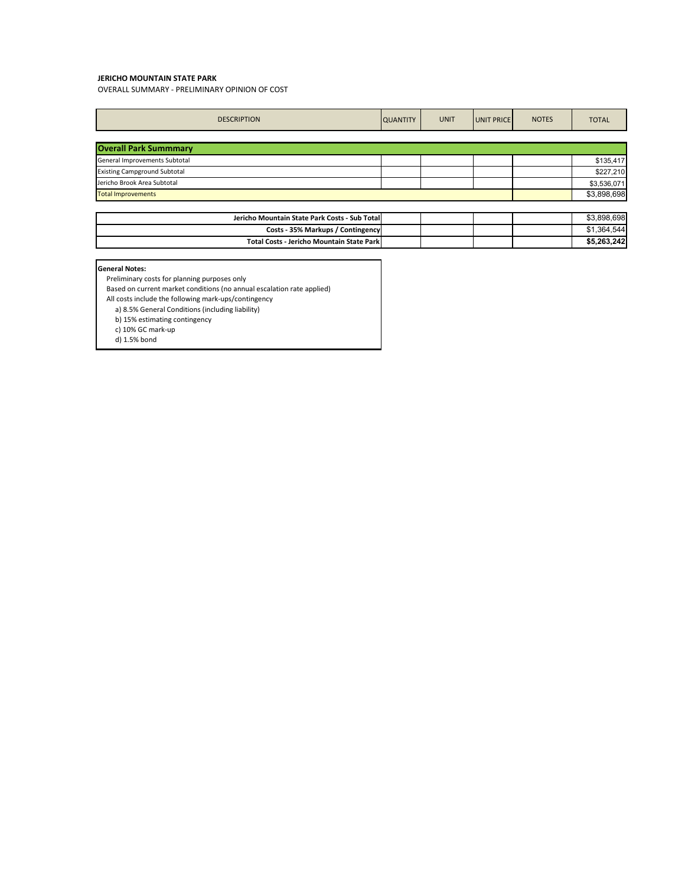**JERICHO MOUNTAIN STATE PARK**

OVERALL SUMMARY - PRELIMINARY OPINION OF COST

| DESCRIPTION | QUANTITY | UNIT | UNIT PRICE | NOTES | TOTAL |
|---|---|---|---|---|---|
| **Overall Park Summmary** | | | | | |
| General Improvements Subtotal | | | | | $135,417 |
| Existing Campground Subtotal | | | | | $227,210 |
| Jericho Brook Area Subtotal | | | | | $3,536,071 |
| Total Improvements | | | | | $3,898,698 |
| **Jericho Mountain State Park Costs - Sub Total** | | | | | $3,898,698 |
| **Costs - 35% Markups / Contingency** | | | | | $1,364,544 |
| **Total Costs - Jericho Mountain State Park** | | | | | **$5,263,242** |

**General Notes:**

Preliminary costs for planning purposes only

Based on current market conditions (no annual escalation rate applied)

All costs include the following mark-ups/contingency

a) 8.5% General Conditions (including liability)

b) 15% estimating contingency

c) 10% GC mark-up

d) 1.5% bond